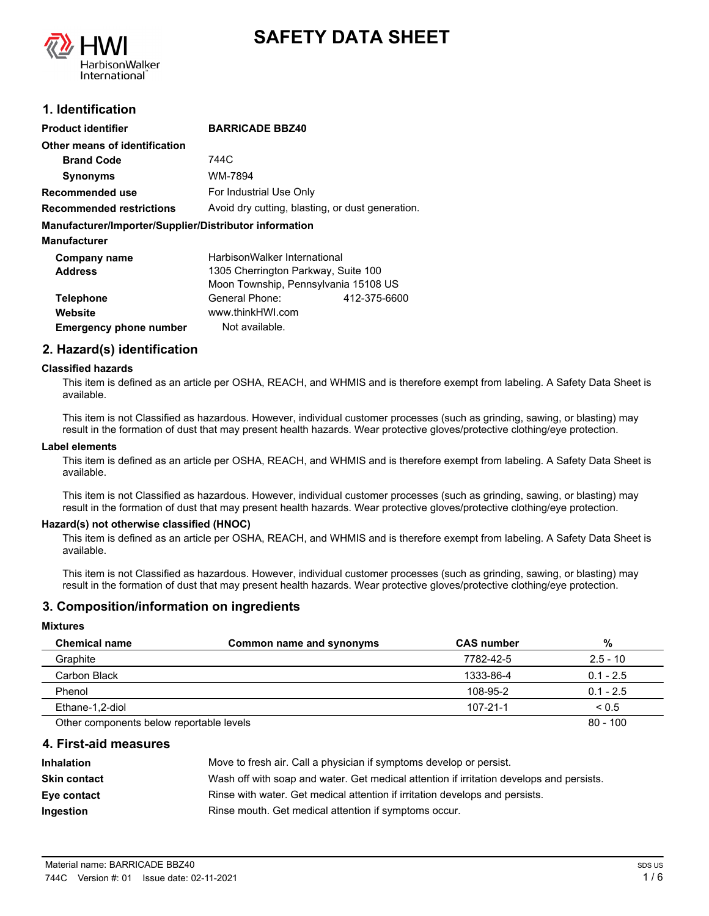# SAFETY DATA SHEET

## 1. Identification

| | |
|---|---|
| **Product identifier** | **BARRICADE BBZ40** |
| **Other means of identification** | |
| **Brand Code** | 744C |
| **Synonyms** | WM-7894 |
| **Recommended use** | For Industrial Use Only |
| **Recommended restrictions** | Avoid dry cutting, blasting, or dust generation. |

**Manufacturer/Importer/Supplier/Distributor information**

**Manufacturer**

| | |
|---|---|
| **Company name** | HarbisonWalker International |
| **Address** | 1305 Cherrington Parkway, Suite 100<br>Moon Township, Pennsylvania 15108 US |
| **Telephone** | General Phone: 412-375-6600 |
| **Website** | www.thinkHWI.com |
| **Emergency phone number** | Not available. |

## 2. Hazard(s) identification

**Classified hazards**

This item is defined as an article per OSHA, REACH, and WHMIS and is therefore exempt from labeling. A Safety Data Sheet is available.

This item is not Classified as hazardous. However, individual customer processes (such as grinding, sawing, or blasting) may result in the formation of dust that may present health hazards. Wear protective gloves/protective clothing/eye protection.

**Label elements**

This item is defined as an article per OSHA, REACH, and WHMIS and is therefore exempt from labeling. A Safety Data Sheet is available.

This item is not Classified as hazardous. However, individual customer processes (such as grinding, sawing, or blasting) may result in the formation of dust that may present health hazards. Wear protective gloves/protective clothing/eye protection.

**Hazard(s) not otherwise classified (HNOC)**

This item is defined as an article per OSHA, REACH, and WHMIS and is therefore exempt from labeling. A Safety Data Sheet is available.

This item is not Classified as hazardous. However, individual customer processes (such as grinding, sawing, or blasting) may result in the formation of dust that may present health hazards. Wear protective gloves/protective clothing/eye protection.

## 3. Composition/information on ingredients

**Mixtures**

| Chemical name | Common name and synonyms | CAS number | % |
|---|---|---|---|
| Graphite | | 7782-42-5 | 2.5 - 10 |
| Carbon Black | | 1333-86-4 | 0.1 - 2.5 |
| Phenol | | 108-95-2 | 0.1 - 2.5 |
| Ethane-1,2-diol | | 107-21-1 | < 0.5 |
| Other components below reportable levels | | | 80 - 100 |

## 4. First-aid measures

| | |
|---|---|
| **Inhalation** | Move to fresh air. Call a physician if symptoms develop or persist. |
| **Skin contact** | Wash off with soap and water. Get medical attention if irritation develops and persists. |
| **Eye contact** | Rinse with water. Get medical attention if irritation develops and persists. |
| **Ingestion** | Rinse mouth. Get medical attention if symptoms occur. |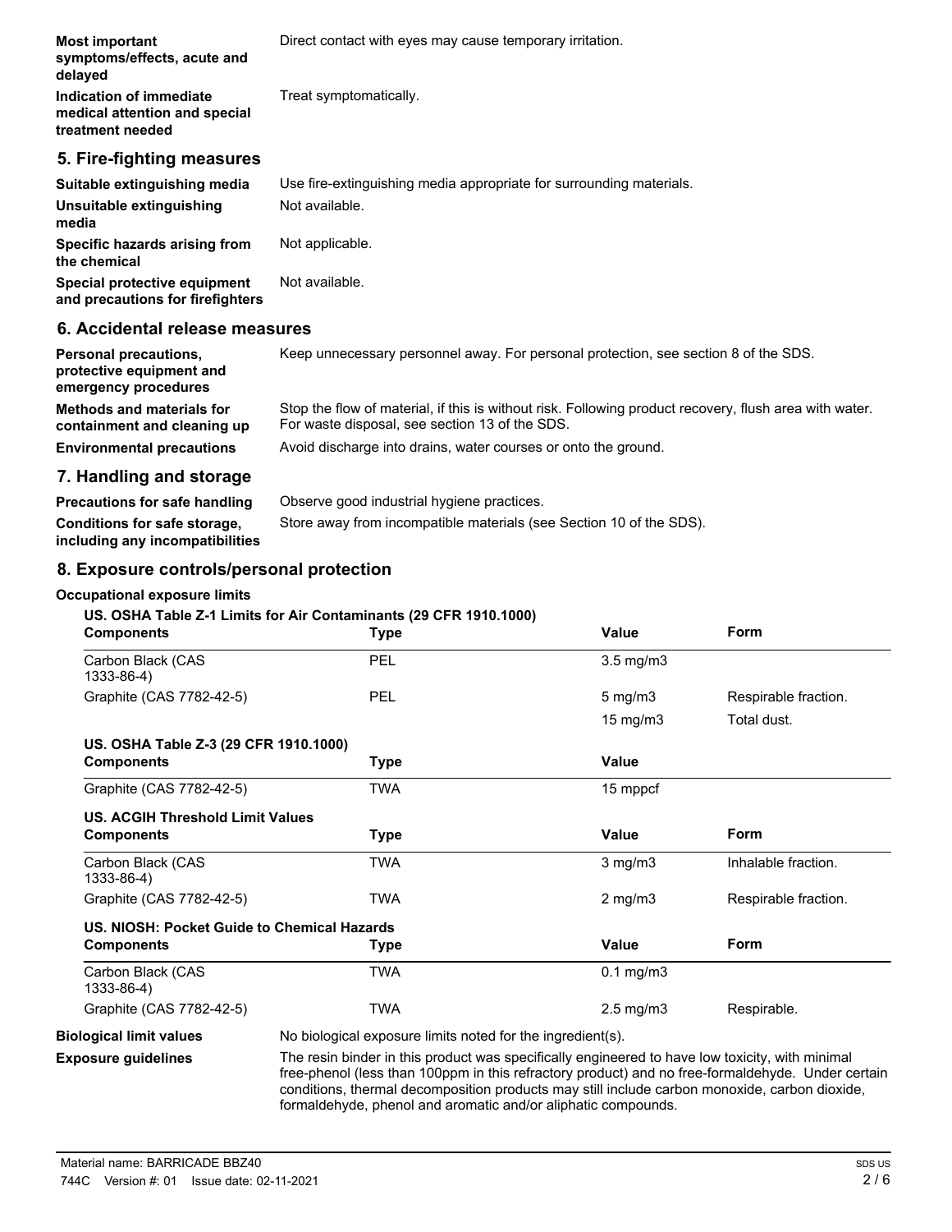**Most important symptoms/effects, acute and delayed**
Direct contact with eyes may cause temporary irritation.

**Indication of immediate medical attention and special treatment needed**
Treat symptomatically.

## 5. Fire-fighting measures

**Suitable extinguishing media**
Use fire-extinguishing media appropriate for surrounding materials.

**Unsuitable extinguishing media**
Not available.

**Specific hazards arising from the chemical**
Not applicable.

**Special protective equipment and precautions for firefighters**
Not available.

## 6. Accidental release measures

**Personal precautions, protective equipment and emergency procedures**
Keep unnecessary personnel away. For personal protection, see section 8 of the SDS.

**Methods and materials for containment and cleaning up**
Stop the flow of material, if this is without risk. Following product recovery, flush area with water. For waste disposal, see section 13 of the SDS.

**Environmental precautions**
Avoid discharge into drains, water courses or onto the ground.

## 7. Handling and storage

**Precautions for safe handling**
Observe good industrial hygiene practices.

**Conditions for safe storage, including any incompatibilities**
Store away from incompatible materials (see Section 10 of the SDS).

## 8. Exposure controls/personal protection

**Occupational exposure limits**

**US. OSHA Table Z-1 Limits for Air Contaminants (29 CFR 1910.1000)**

| Components | Type | Value | Form |
|---|---|---|---|
| Carbon Black (CAS 1333-86-4) | PEL | 3.5 mg/m3 | |
| Graphite (CAS 7782-42-5) | PEL | 5 mg/m3 | Respirable fraction. |
| | | 15 mg/m3 | Total dust. |

**US. OSHA Table Z-3 (29 CFR 1910.1000)**

| Components | Type | Value |
|---|---|---|
| Graphite (CAS 7782-42-5) | TWA | 15 mppcf |

**US. ACGIH Threshold Limit Values**

| Components | Type | Value | Form |
|---|---|---|---|
| Carbon Black (CAS 1333-86-4) | TWA | 3 mg/m3 | Inhalable fraction. |
| Graphite (CAS 7782-42-5) | TWA | 2 mg/m3 | Respirable fraction. |

**US. NIOSH: Pocket Guide to Chemical Hazards**

| Components | Type | Value | Form |
|---|---|---|---|
| Carbon Black (CAS 1333-86-4) | TWA | 0.1 mg/m3 | |
| Graphite (CAS 7782-42-5) | TWA | 2.5 mg/m3 | Respirable. |

**Biological limit values**
No biological exposure limits noted for the ingredient(s).

**Exposure guidelines**
The resin binder in this product was specifically engineered to have low toxicity, with minimal free-phenol (less than 100ppm in this refractory product) and no free-formaldehyde. Under certain conditions, thermal decomposition products may still include carbon monoxide, carbon dioxide, formaldehyde, phenol and aromatic and/or aliphatic compounds.

Material name: BARRICADE BBZ40

744C Version #: 01 Issue date: 02-11-2021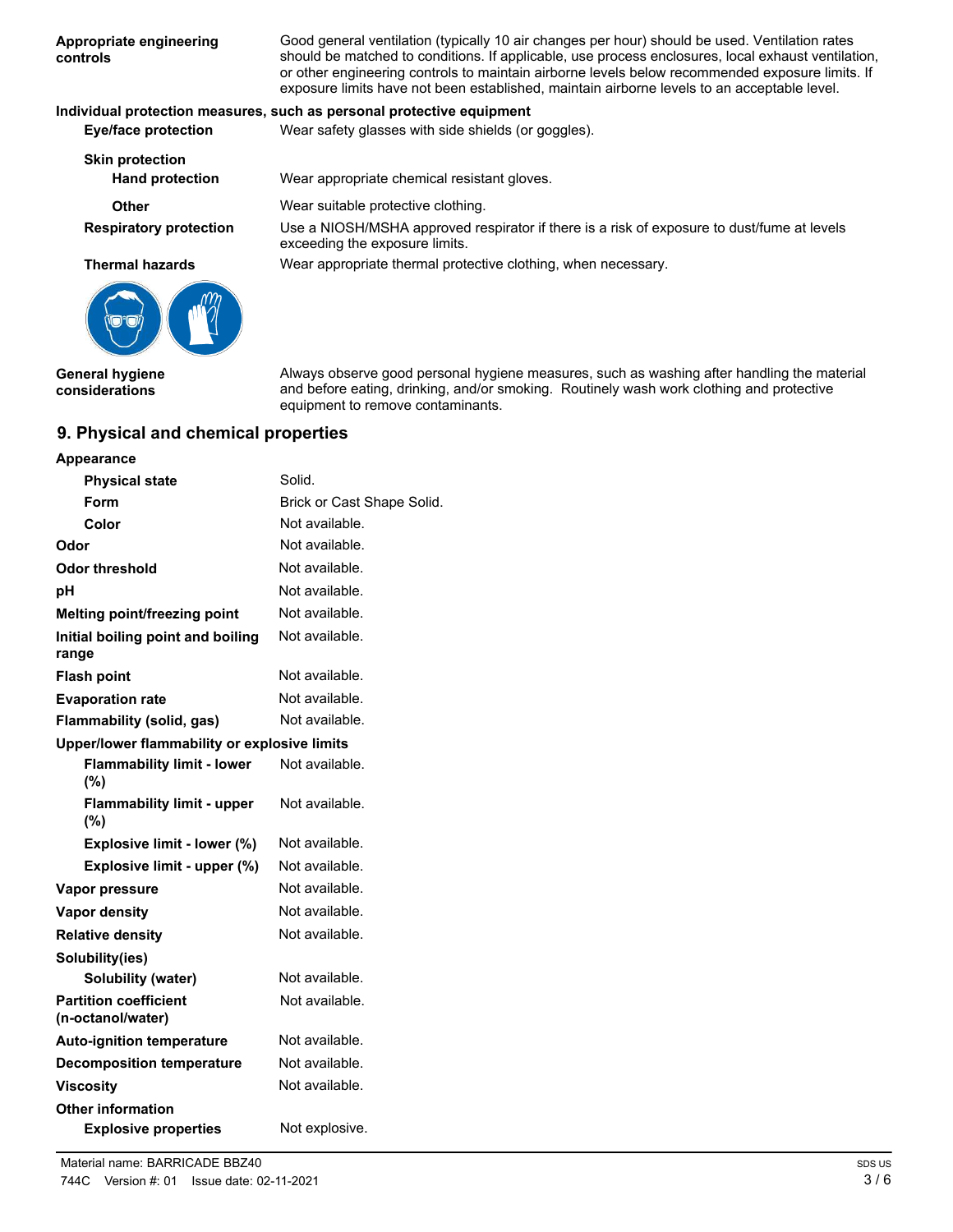| | |
|---|---|
| **Appropriate engineering controls** | Good general ventilation (typically 10 air changes per hour) should be used. Ventilation rates should be matched to conditions. If applicable, use process enclosures, local exhaust ventilation, or other engineering controls to maintain airborne levels below recommended exposure limits. If exposure limits have not been established, maintain airborne levels to an acceptable level. |

**Individual protection measures, such as personal protective equipment**

| | |
|---|---|
| **Eye/face protection** | Wear safety glasses with side shields (or goggles). |
| **Skin protection** | |
| **Hand protection** | Wear appropriate chemical resistant gloves. |
| **Other** | Wear suitable protective clothing. |
| **Respiratory protection** | Use a NIOSH/MSHA approved respirator if there is a risk of exposure to dust/fume at levels exceeding the exposure limits. |
| **Thermal hazards** | Wear appropriate thermal protective clothing, when necessary. |

| | |
|---|---|
| **General hygiene considerations** | Always observe good personal hygiene measures, such as washing after handling the material and before eating, drinking, and/or smoking. Routinely wash work clothing and protective equipment to remove contaminants. |

## 9. Physical and chemical properties

| | |
|---|---|
| **Appearance** | |
| **Physical state** | Solid. |
| **Form** | Brick or Cast Shape Solid. |
| **Color** | Not available. |
| **Odor** | Not available. |
| **Odor threshold** | Not available. |
| **pH** | Not available. |
| **Melting point/freezing point** | Not available. |
| **Initial boiling point and boiling range** | Not available. |
| **Flash point** | Not available. |
| **Evaporation rate** | Not available. |
| **Flammability (solid, gas)** | Not available. |
| **Upper/lower flammability or explosive limits** | |
| **Flammability limit - lower (%)** | Not available. |
| **Flammability limit - upper (%)** | Not available. |
| **Explosive limit - lower (%)** | Not available. |
| **Explosive limit - upper (%)** | Not available. |
| **Vapor pressure** | Not available. |
| **Vapor density** | Not available. |
| **Relative density** | Not available. |
| **Solubility(ies)** | |
| **Solubility (water)** | Not available. |
| **Partition coefficient (n-octanol/water)** | Not available. |
| **Auto-ignition temperature** | Not available. |
| **Decomposition temperature** | Not available. |
| **Viscosity** | Not available. |
| **Other information** | |
| **Explosive properties** | Not explosive. |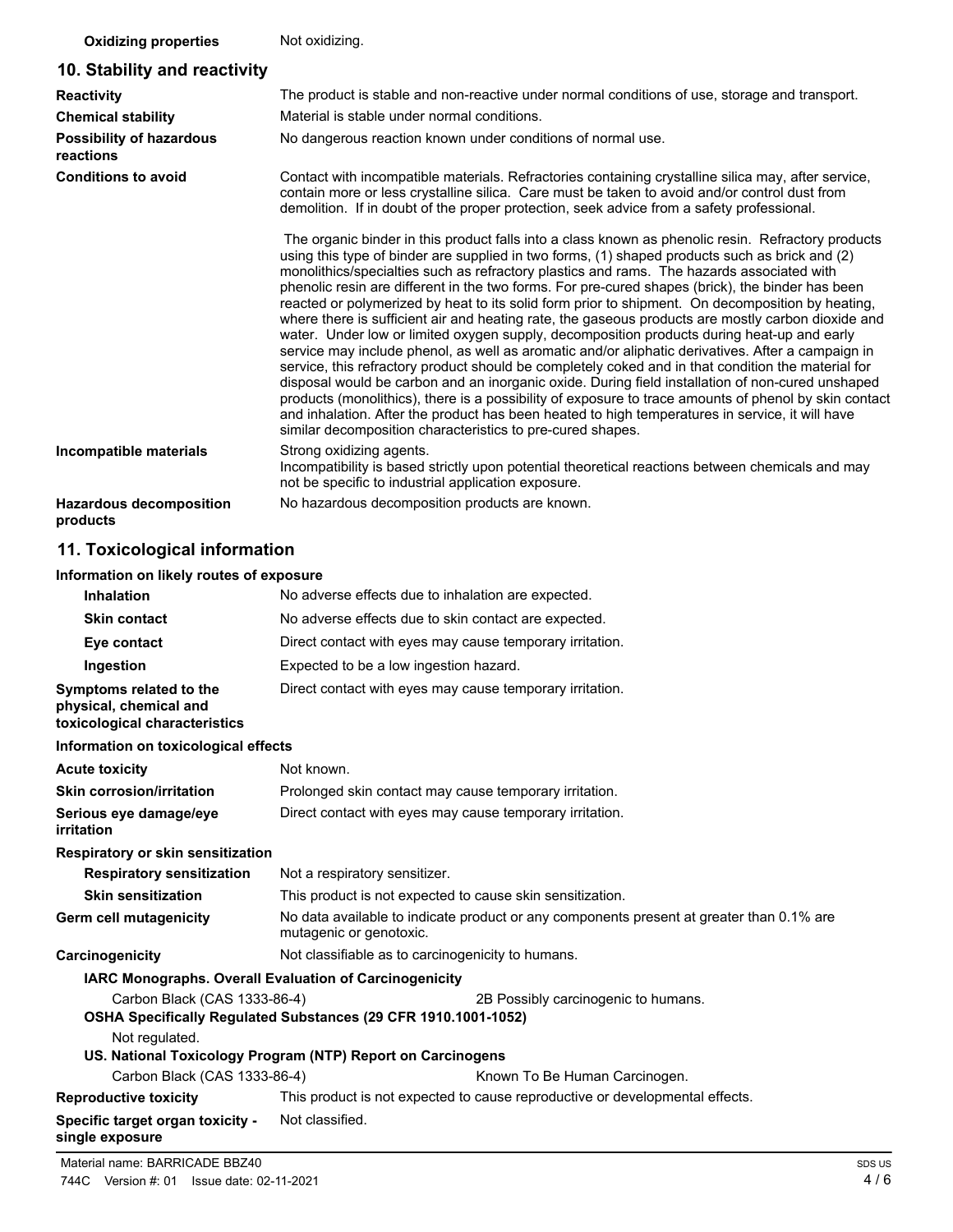| | |
|---|---|
| **Oxidizing properties** | Not oxidizing. |

## 10. Stability and reactivity

| | |
|---|---|
| **Reactivity** | The product is stable and non-reactive under normal conditions of use, storage and transport. |
| **Chemical stability** | Material is stable under normal conditions. |
| **Possibility of hazardous reactions** | No dangerous reaction known under conditions of normal use. |
| **Conditions to avoid** | Contact with incompatible materials. Refractories containing crystalline silica may, after service, contain more or less crystalline silica. Care must be taken to avoid and/or control dust from demolition. If in doubt of the proper protection, seek advice from a safety professional.<br><br>The organic binder in this product falls into a class known as phenolic resin. Refractory products using this type of binder are supplied in two forms, (1) shaped products such as brick and (2) monolithics/specialties such as refractory plastics and rams. The hazards associated with phenolic resin are different in the two forms. For pre-cured shapes (brick), the binder has been reacted or polymerized by heat to its solid form prior to shipment. On decomposition by heating, where there is sufficient air and heating rate, the gaseous products are mostly carbon dioxide and water. Under low or limited oxygen supply, decomposition products during heat-up and early service may include phenol, as well as aromatic and/or aliphatic derivatives. After a campaign in service, this refractory product should be completely coked and in that condition the material for disposal would be carbon and an inorganic oxide. During field installation of non-cured unshaped products (monolithics), there is a possibility of exposure to trace amounts of phenol by skin contact and inhalation. After the product has been heated to high temperatures in service, it will have similar decomposition characteristics to pre-cured shapes. |
| **Incompatible materials** | Strong oxidizing agents.<br>Incompatibility is based strictly upon potential theoretical reactions between chemicals and may not be specific to industrial application exposure. |
| **Hazardous decomposition products** | No hazardous decomposition products are known. |

## 11. Toxicological information

**Information on likely routes of exposure**

| | |
|---|---|
| **Inhalation** | No adverse effects due to inhalation are expected. |
| **Skin contact** | No adverse effects due to skin contact are expected. |
| **Eye contact** | Direct contact with eyes may cause temporary irritation. |
| **Ingestion** | Expected to be a low ingestion hazard. |
| **Symptoms related to the physical, chemical and toxicological characteristics** | Direct contact with eyes may cause temporary irritation. |

**Information on toxicological effects**

| | |
|---|---|
| **Acute toxicity** | Not known. |
| **Skin corrosion/irritation** | Prolonged skin contact may cause temporary irritation. |
| **Serious eye damage/eye irritation** | Direct contact with eyes may cause temporary irritation. |

**Respiratory or skin sensitization**

| | |
|---|---|
| **Respiratory sensitization** | Not a respiratory sensitizer. |
| **Skin sensitization** | This product is not expected to cause skin sensitization. |
| **Germ cell mutagenicity** | No data available to indicate product or any components present at greater than 0.1% are mutagenic or genotoxic. |
| **Carcinogenicity** | Not classifiable as to carcinogenicity to humans. |

**IARC Monographs. Overall Evaluation of Carcinogenicity**

| | |
|---|---|
| Carbon Black (CAS 1333-86-4) | 2B Possibly carcinogenic to humans. |

**OSHA Specifically Regulated Substances (29 CFR 1910.1001-1052)**

Not regulated.

**US. National Toxicology Program (NTP) Report on Carcinogens**

| | |
|---|---|
| Carbon Black (CAS 1333-86-4) | Known To Be Human Carcinogen. |

| | |
|---|---|
| **Reproductive toxicity** | This product is not expected to cause reproductive or developmental effects. |
| **Specific target organ toxicity - single exposure** | Not classified. |

Material name: BARRICADE BBZ40

744C Version #: 01 Issue date: 02-11-2021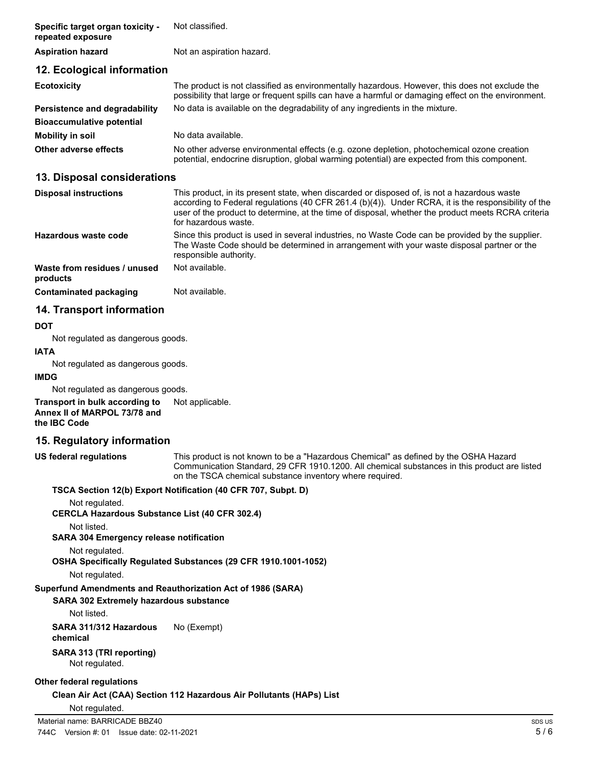| | |
|---|---|
| **Specific target organ toxicity - repeated exposure** | Not classified. |
| **Aspiration hazard** | Not an aspiration hazard. |

## 12. Ecological information

| | |
|---|---|
| **Ecotoxicity** | The product is not classified as environmentally hazardous. However, this does not exclude the possibility that large or frequent spills can have a harmful or damaging effect on the environment. |
| **Persistence and degradability** | No data is available on the degradability of any ingredients in the mixture. |
| **Bioaccumulative potential** | |
| **Mobility in soil** | No data available. |
| **Other adverse effects** | No other adverse environmental effects (e.g. ozone depletion, photochemical ozone creation potential, endocrine disruption, global warming potential) are expected from this component. |

## 13. Disposal considerations

| | |
|---|---|
| **Disposal instructions** | This product, in its present state, when discarded or disposed of, is not a hazardous waste according to Federal regulations (40 CFR 261.4 (b)(4)). Under RCRA, it is the responsibility of the user of the product to determine, at the time of disposal, whether the product meets RCRA criteria for hazardous waste. |
| **Hazardous waste code** | Since this product is used in several industries, no Waste Code can be provided by the supplier. The Waste Code should be determined in arrangement with your waste disposal partner or the responsible authority. |
| **Waste from residues / unused products** | Not available. |
| **Contaminated packaging** | Not available. |

## 14. Transport information

**DOT**

Not regulated as dangerous goods.

**IATA**

Not regulated as dangerous goods.

**IMDG**

Not regulated as dangerous goods.

**Transport in bulk according to Annex II of MARPOL 73/78 and the IBC Code** Not applicable.

## 15. Regulatory information

**US federal regulations** This product is not known to be a "Hazardous Chemical" as defined by the OSHA Hazard Communication Standard, 29 CFR 1910.1200. All chemical substances in this product are listed on the TSCA chemical substance inventory where required.

**TSCA Section 12(b) Export Notification (40 CFR 707, Subpt. D)**

Not regulated.

**CERCLA Hazardous Substance List (40 CFR 302.4)**

Not listed.

**SARA 304 Emergency release notification**

Not regulated.

**OSHA Specifically Regulated Substances (29 CFR 1910.1001-1052)**

Not regulated.

**Superfund Amendments and Reauthorization Act of 1986 (SARA)**

**SARA 302 Extremely hazardous substance**

Not listed.

**SARA 311/312 Hazardous chemical** No (Exempt)

**SARA 313 (TRI reporting)**

Not regulated.

**Other federal regulations**

**Clean Air Act (CAA) Section 112 Hazardous Air Pollutants (HAPs) List**

Not regulated.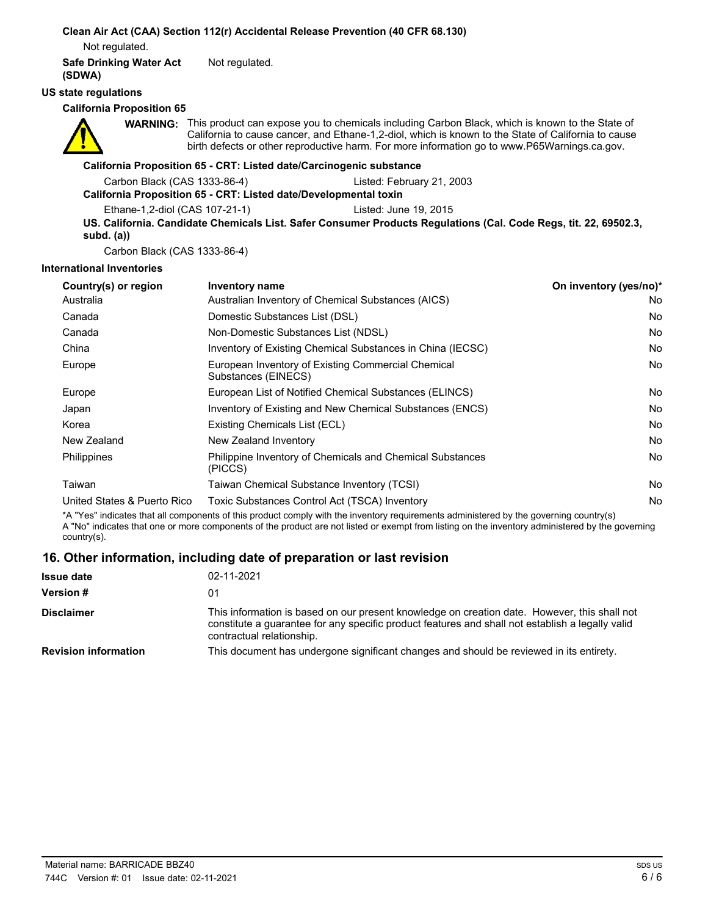**Clean Air Act (CAA) Section 112(r) Accidental Release Prevention (40 CFR 68.130)**

Not regulated.

**Safe Drinking Water Act (SDWA)** Not regulated.

**US state regulations**

**California Proposition 65**

**WARNING:** This product can expose you to chemicals including Carbon Black, which is known to the State of California to cause cancer, and Ethane-1,2-diol, which is known to the State of California to cause birth defects or other reproductive harm. For more information go to www.P65Warnings.ca.gov.

**California Proposition 65 - CRT: Listed date/Carcinogenic substance**

Carbon Black (CAS 1333-86-4) Listed: February 21, 2003

**California Proposition 65 - CRT: Listed date/Developmental toxin**

Ethane-1,2-diol (CAS 107-21-1) Listed: June 19, 2015

**US. California. Candidate Chemicals List. Safer Consumer Products Regulations (Cal. Code Regs, tit. 22, 69502.3, subd. (a))**

Carbon Black (CAS 1333-86-4)

**International Inventories**

| Country(s) or region | Inventory name | On inventory (yes/no)* |
|---|---|---|
| Australia | Australian Inventory of Chemical Substances (AICS) | No |
| Canada | Domestic Substances List (DSL) | No |
| Canada | Non-Domestic Substances List (NDSL) | No |
| China | Inventory of Existing Chemical Substances in China (IECSC) | No |
| Europe | European Inventory of Existing Commercial Chemical Substances (EINECS) | No |
| Europe | European List of Notified Chemical Substances (ELINCS) | No |
| Japan | Inventory of Existing and New Chemical Substances (ENCS) | No |
| Korea | Existing Chemicals List (ECL) | No |
| New Zealand | New Zealand Inventory | No |
| Philippines | Philippine Inventory of Chemicals and Chemical Substances (PICCS) | No |
| Taiwan | Taiwan Chemical Substance Inventory (TCSI) | No |
| United States & Puerto Rico | Toxic Substances Control Act (TSCA) Inventory | No |

*A "Yes" indicates that all components of this product comply with the inventory requirements administered by the governing country(s)
A "No" indicates that one or more components of the product are not listed or exempt from listing on the inventory administered by the governing country(s).

## 16. Other information, including date of preparation or last revision

**Issue date** 02-11-2021

**Version #** 01

**Disclaimer** This information is based on our present knowledge on creation date. However, this shall not constitute a guarantee for any specific product features and shall not establish a legally valid contractual relationship.

**Revision information** This document has undergone significant changes and should be reviewed in its entirety.